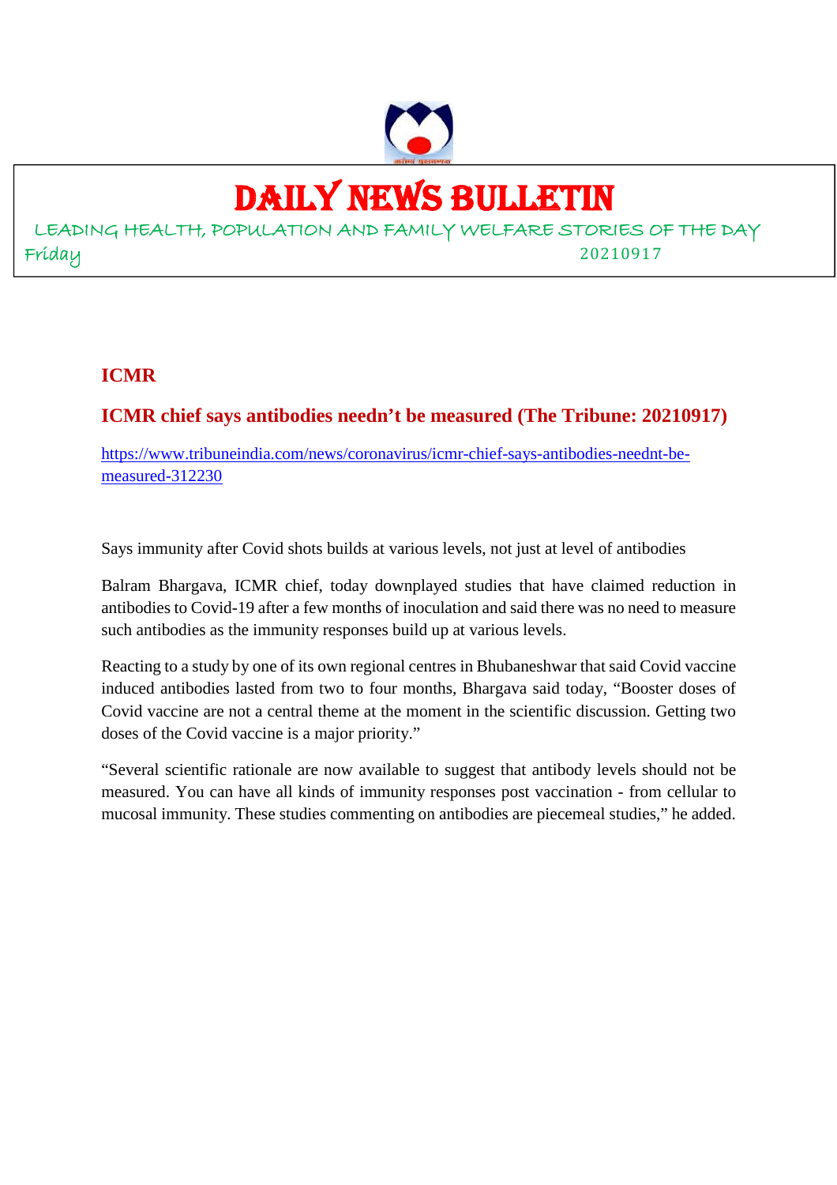# DAILY NEWS BULLETIN

LEADING HEALTH, POPULATION AND FAMILY WELFARE STORIES OF THE DAY

Friday 20210917

## ICMR

### ICMR chief says antibodies needn't be measured (The Tribune: 20210917)

https://www.tribuneindia.com/news/coronavirus/icmr-chief-says-antibodies-neednt-be-measured-312230

Says immunity after Covid shots builds at various levels, not just at level of antibodies

Balram Bhargava, ICMR chief, today downplayed studies that have claimed reduction in antibodies to Covid-19 after a few months of inoculation and said there was no need to measure such antibodies as the immunity responses build up at various levels.

Reacting to a study by one of its own regional centres in Bhubaneshwar that said Covid vaccine induced antibodies lasted from two to four months, Bhargava said today, "Booster doses of Covid vaccine are not a central theme at the moment in the scientific discussion. Getting two doses of the Covid vaccine is a major priority."

"Several scientific rationale are now available to suggest that antibody levels should not be measured. You can have all kinds of immunity responses post vaccination - from cellular to mucosal immunity. These studies commenting on antibodies are piecemeal studies," he added.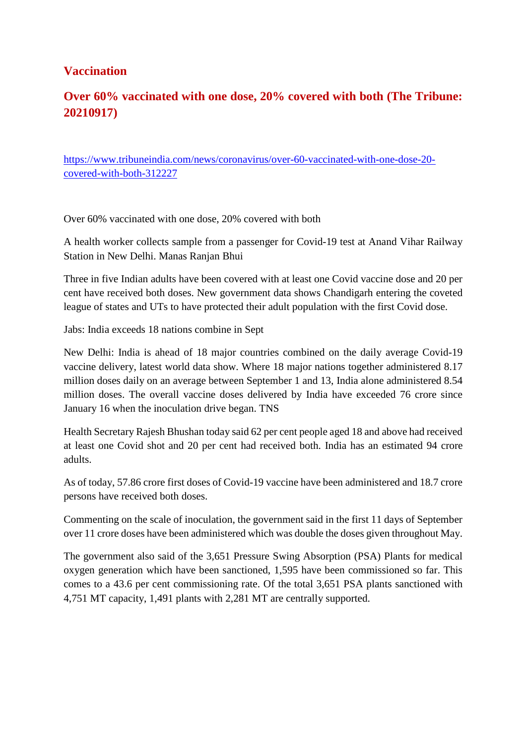## Vaccination

## Over 60% vaccinated with one dose, 20% covered with both (The Tribune: 20210917)

https://www.tribuneindia.com/news/coronavirus/over-60-vaccinated-with-one-dose-20-covered-with-both-312227

Over 60% vaccinated with one dose, 20% covered with both

A health worker collects sample from a passenger for Covid-19 test at Anand Vihar Railway Station in New Delhi. Manas Ranjan Bhui

Three in five Indian adults have been covered with at least one Covid vaccine dose and 20 per cent have received both doses. New government data shows Chandigarh entering the coveted league of states and UTs to have protected their adult population with the first Covid dose.

Jabs: India exceeds 18 nations combine in Sept

New Delhi: India is ahead of 18 major countries combined on the daily average Covid-19 vaccine delivery, latest world data show. Where 18 major nations together administered 8.17 million doses daily on an average between September 1 and 13, India alone administered 8.54 million doses. The overall vaccine doses delivered by India have exceeded 76 crore since January 16 when the inoculation drive began. TNS

Health Secretary Rajesh Bhushan today said 62 per cent people aged 18 and above had received at least one Covid shot and 20 per cent had received both. India has an estimated 94 crore adults.

As of today, 57.86 crore first doses of Covid-19 vaccine have been administered and 18.7 crore persons have received both doses.

Commenting on the scale of inoculation, the government said in the first 11 days of September over 11 crore doses have been administered which was double the doses given throughout May.

The government also said of the 3,651 Pressure Swing Absorption (PSA) Plants for medical oxygen generation which have been sanctioned, 1,595 have been commissioned so far. This comes to a 43.6 per cent commissioning rate. Of the total 3,651 PSA plants sanctioned with 4,751 MT capacity, 1,491 plants with 2,281 MT are centrally supported.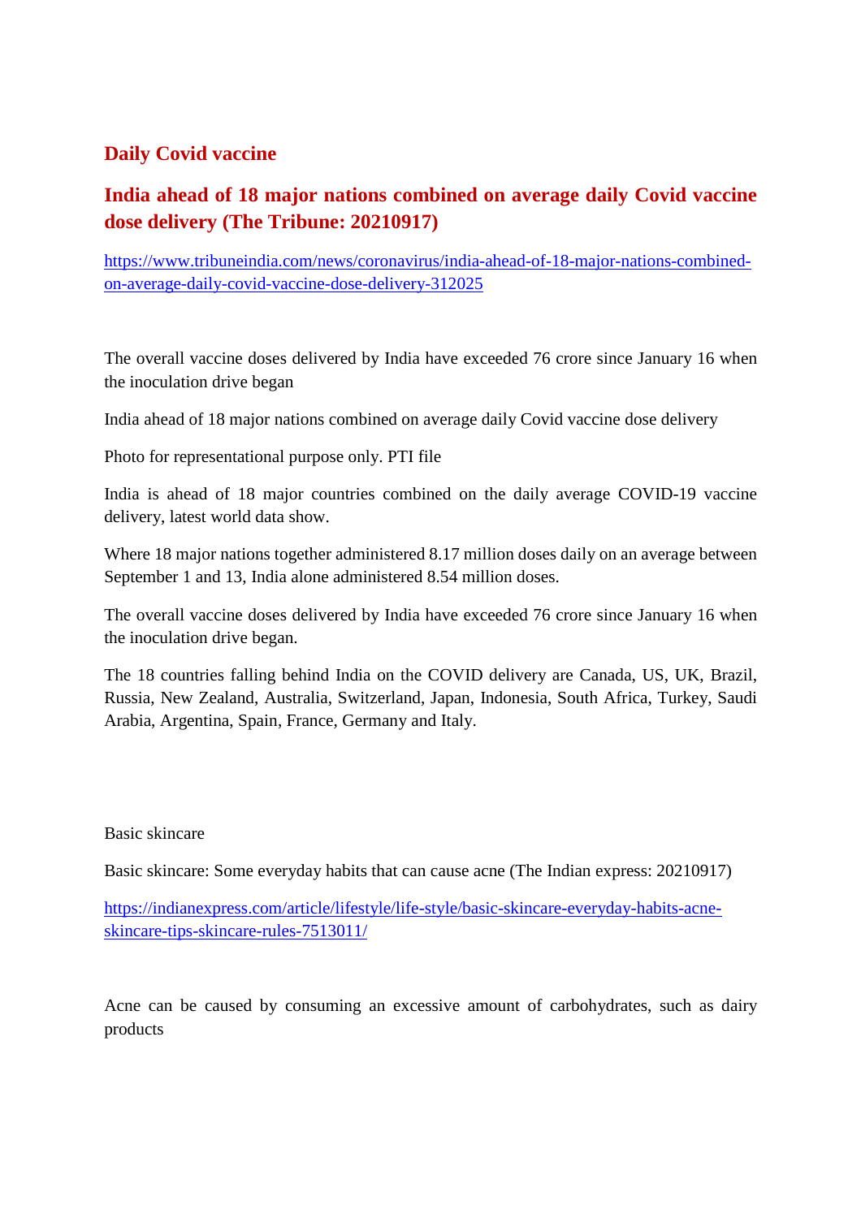## Daily Covid vaccine

### India ahead of 18 major nations combined on average daily Covid vaccine dose delivery (The Tribune: 20210917)

https://www.tribuneindia.com/news/coronavirus/india-ahead-of-18-major-nations-combined-on-average-daily-covid-vaccine-dose-delivery-312025

The overall vaccine doses delivered by India have exceeded 76 crore since January 16 when the inoculation drive began

India ahead of 18 major nations combined on average daily Covid vaccine dose delivery

Photo for representational purpose only. PTI file

India is ahead of 18 major countries combined on the daily average COVID-19 vaccine delivery, latest world data show.

Where 18 major nations together administered 8.17 million doses daily on an average between September 1 and 13, India alone administered 8.54 million doses.

The overall vaccine doses delivered by India have exceeded 76 crore since January 16 when the inoculation drive began.

The 18 countries falling behind India on the COVID delivery are Canada, US, UK, Brazil, Russia, New Zealand, Australia, Switzerland, Japan, Indonesia, South Africa, Turkey, Saudi Arabia, Argentina, Spain, France, Germany and Italy.

Basic skincare

Basic skincare: Some everyday habits that can cause acne (The Indian express: 20210917)

https://indianexpress.com/article/lifestyle/life-style/basic-skincare-everyday-habits-acne-skincare-tips-skincare-rules-7513011/

Acne can be caused by consuming an excessive amount of carbohydrates, such as dairy products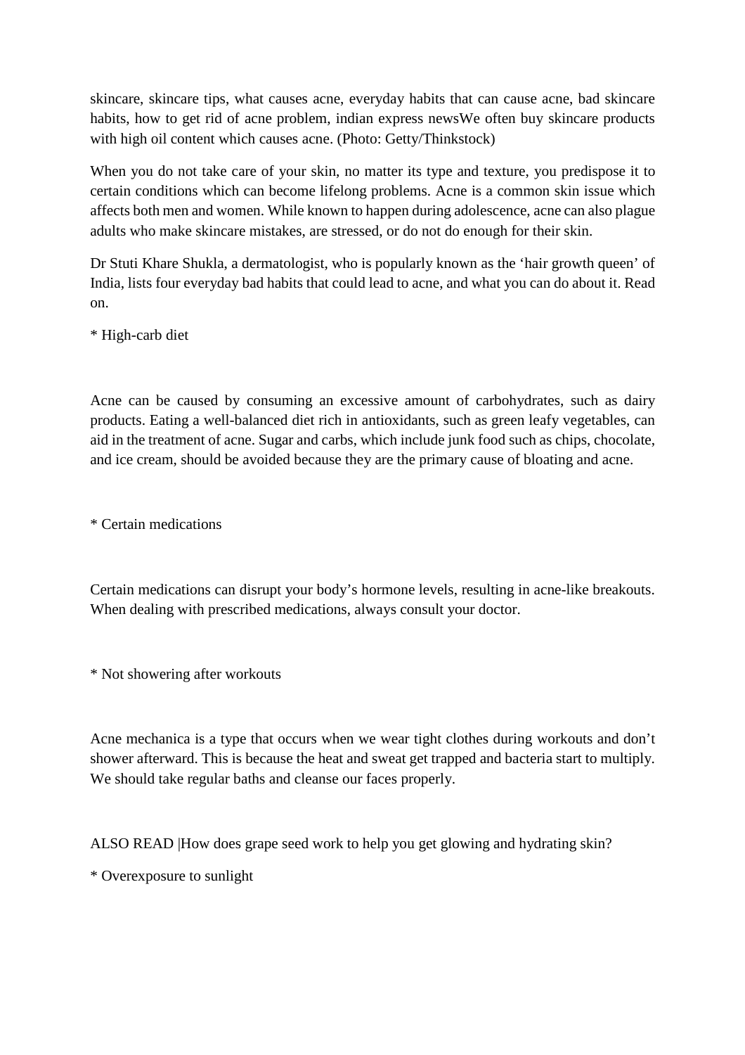skincare, skincare tips, what causes acne, everyday habits that can cause acne, bad skincare habits, how to get rid of acne problem, indian express newsWe often buy skincare products with high oil content which causes acne. (Photo: Getty/Thinkstock)

When you do not take care of your skin, no matter its type and texture, you predispose it to certain conditions which can become lifelong problems. Acne is a common skin issue which affects both men and women. While known to happen during adolescence, acne can also plague adults who make skincare mistakes, are stressed, or do not do enough for their skin.

Dr Stuti Khare Shukla, a dermatologist, who is popularly known as the 'hair growth queen' of India, lists four everyday bad habits that could lead to acne, and what you can do about it. Read on.

* High-carb diet

Acne can be caused by consuming an excessive amount of carbohydrates, such as dairy products. Eating a well-balanced diet rich in antioxidants, such as green leafy vegetables, can aid in the treatment of acne. Sugar and carbs, which include junk food such as chips, chocolate, and ice cream, should be avoided because they are the primary cause of bloating and acne.

* Certain medications

Certain medications can disrupt your body's hormone levels, resulting in acne-like breakouts. When dealing with prescribed medications, always consult your doctor.

* Not showering after workouts

Acne mechanica is a type that occurs when we wear tight clothes during workouts and don't shower afterward. This is because the heat and sweat get trapped and bacteria start to multiply. We should take regular baths and cleanse our faces properly.

ALSO READ |How does grape seed work to help you get glowing and hydrating skin?

* Overexposure to sunlight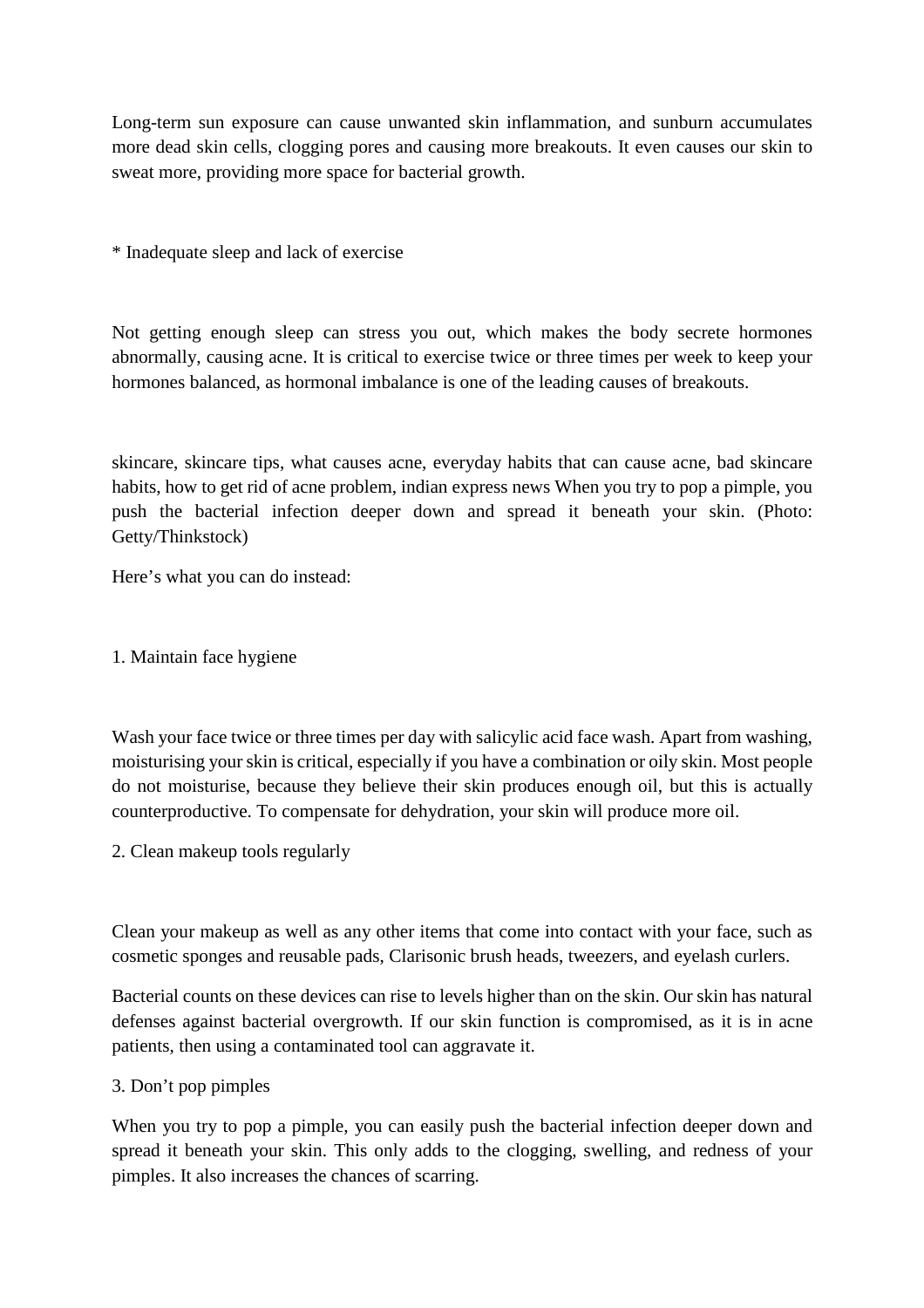Long-term sun exposure can cause unwanted skin inflammation, and sunburn accumulates more dead skin cells, clogging pores and causing more breakouts. It even causes our skin to sweat more, providing more space for bacterial growth.

* Inadequate sleep and lack of exercise

Not getting enough sleep can stress you out, which makes the body secrete hormones abnormally, causing acne. It is critical to exercise twice or three times per week to keep your hormones balanced, as hormonal imbalance is one of the leading causes of breakouts.

skincare, skincare tips, what causes acne, everyday habits that can cause acne, bad skincare habits, how to get rid of acne problem, indian express news When you try to pop a pimple, you push the bacterial infection deeper down and spread it beneath your skin. (Photo: Getty/Thinkstock)

Here's what you can do instead:

1. Maintain face hygiene

Wash your face twice or three times per day with salicylic acid face wash. Apart from washing, moisturising your skin is critical, especially if you have a combination or oily skin. Most people do not moisturise, because they believe their skin produces enough oil, but this is actually counterproductive. To compensate for dehydration, your skin will produce more oil.

2. Clean makeup tools regularly

Clean your makeup as well as any other items that come into contact with your face, such as cosmetic sponges and reusable pads, Clarisonic brush heads, tweezers, and eyelash curlers.

Bacterial counts on these devices can rise to levels higher than on the skin. Our skin has natural defenses against bacterial overgrowth. If our skin function is compromised, as it is in acne patients, then using a contaminated tool can aggravate it.

3. Don't pop pimples

When you try to pop a pimple, you can easily push the bacterial infection deeper down and spread it beneath your skin. This only adds to the clogging, swelling, and redness of your pimples. It also increases the chances of scarring.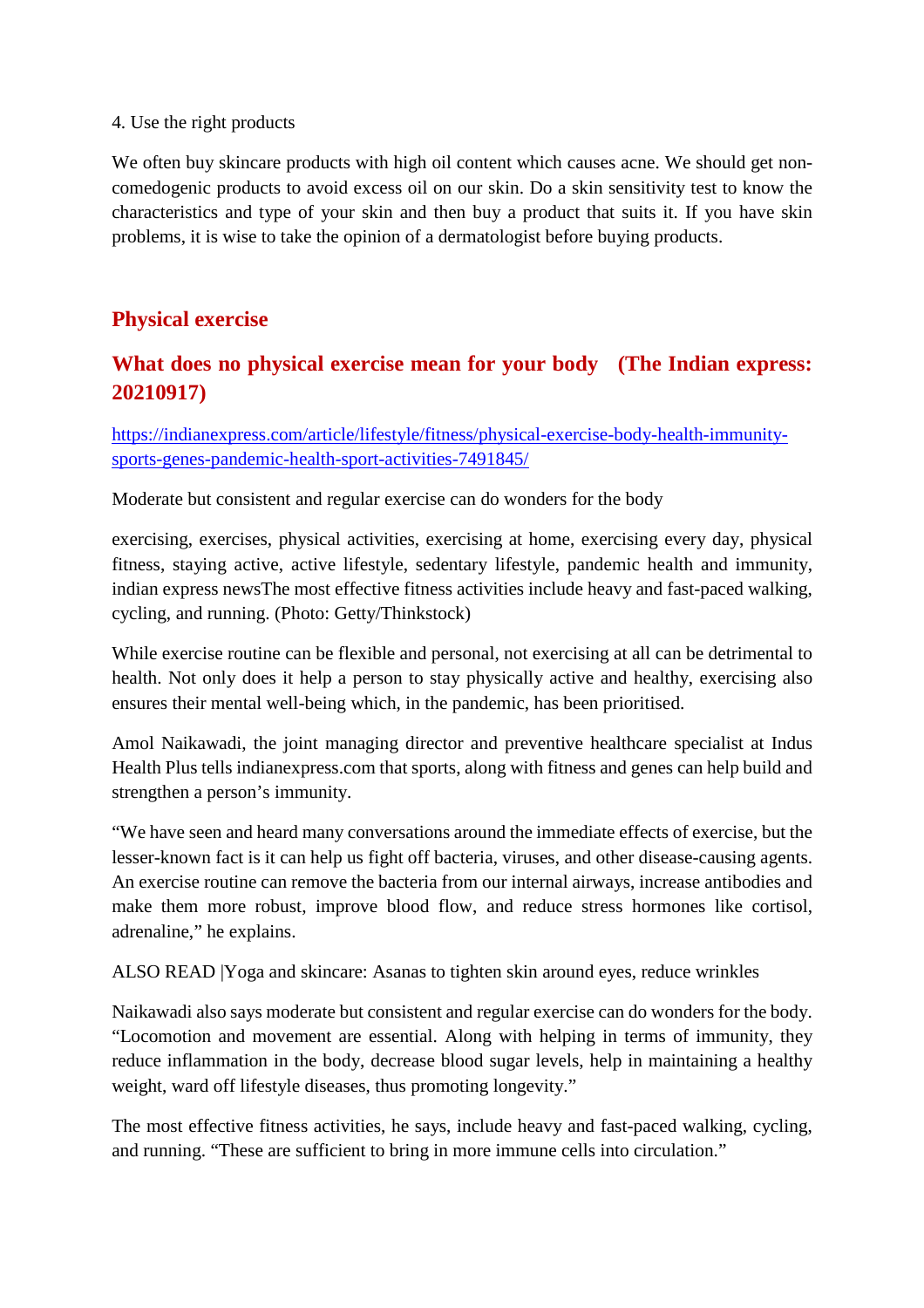4. Use the right products

We often buy skincare products with high oil content which causes acne. We should get non-comedogenic products to avoid excess oil on our skin. Do a skin sensitivity test to know the characteristics and type of your skin and then buy a product that suits it. If you have skin problems, it is wise to take the opinion of a dermatologist before buying products.

## Physical exercise

## What does no physical exercise mean for your body (The Indian express: 20210917)

https://indianexpress.com/article/lifestyle/fitness/physical-exercise-body-health-immunity-sports-genes-pandemic-health-sport-activities-7491845/

Moderate but consistent and regular exercise can do wonders for the body

exercising, exercises, physical activities, exercising at home, exercising every day, physical fitness, staying active, active lifestyle, sedentary lifestyle, pandemic health and immunity, indian express newsThe most effective fitness activities include heavy and fast-paced walking, cycling, and running. (Photo: Getty/Thinkstock)

While exercise routine can be flexible and personal, not exercising at all can be detrimental to health. Not only does it help a person to stay physically active and healthy, exercising also ensures their mental well-being which, in the pandemic, has been prioritised.

Amol Naikawadi, the joint managing director and preventive healthcare specialist at Indus Health Plus tells indianexpress.com that sports, along with fitness and genes can help build and strengthen a person's immunity.

"We have seen and heard many conversations around the immediate effects of exercise, but the lesser-known fact is it can help us fight off bacteria, viruses, and other disease-causing agents. An exercise routine can remove the bacteria from our internal airways, increase antibodies and make them more robust, improve blood flow, and reduce stress hormones like cortisol, adrenaline," he explains.

ALSO READ |Yoga and skincare: Asanas to tighten skin around eyes, reduce wrinkles

Naikawadi also says moderate but consistent and regular exercise can do wonders for the body. "Locomotion and movement are essential. Along with helping in terms of immunity, they reduce inflammation in the body, decrease blood sugar levels, help in maintaining a healthy weight, ward off lifestyle diseases, thus promoting longevity."

The most effective fitness activities, he says, include heavy and fast-paced walking, cycling, and running. "These are sufficient to bring in more immune cells into circulation."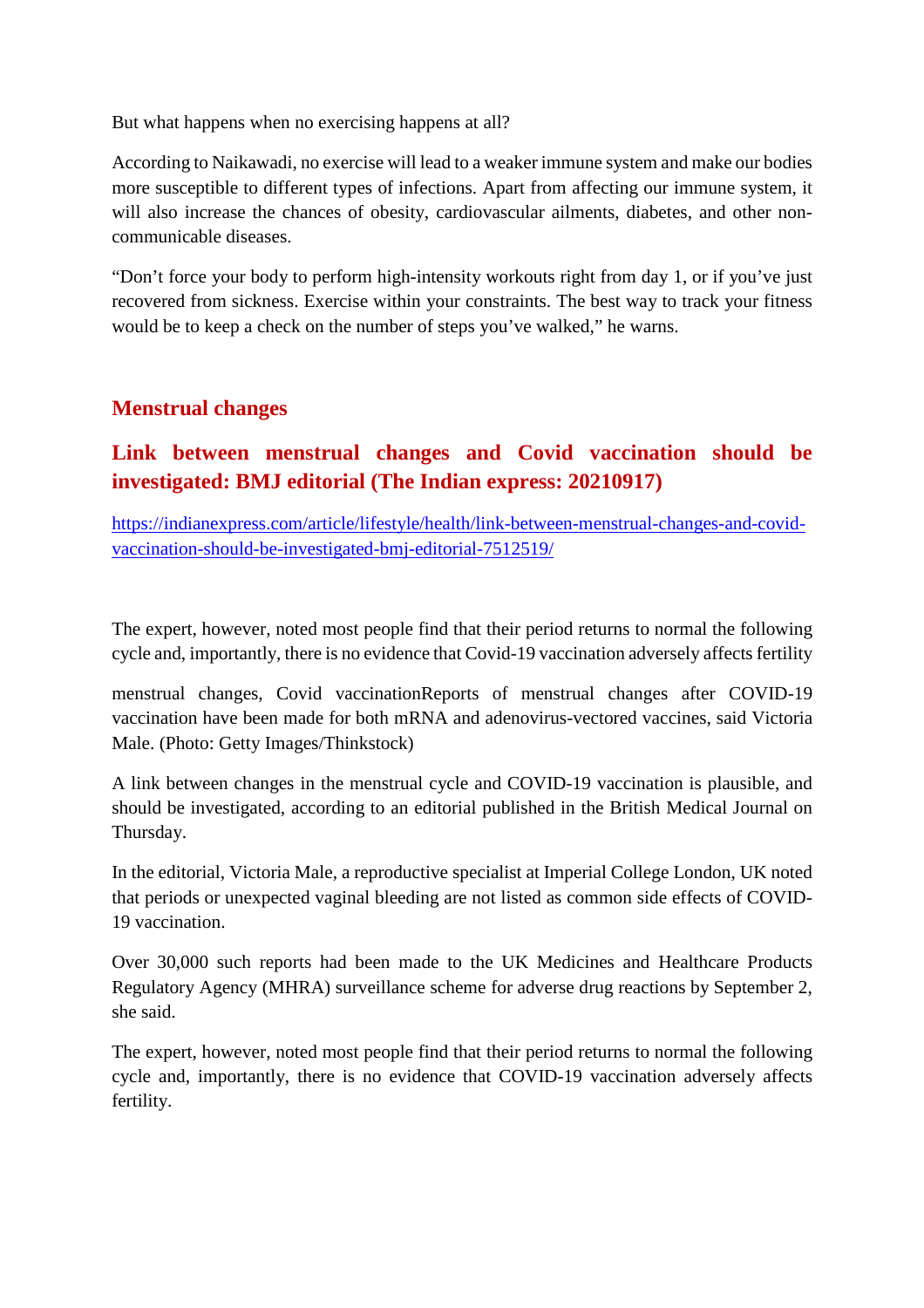But what happens when no exercising happens at all?

According to Naikawadi, no exercise will lead to a weaker immune system and make our bodies more susceptible to different types of infections. Apart from affecting our immune system, it will also increase the chances of obesity, cardiovascular ailments, diabetes, and other non-communicable diseases.

"Don't force your body to perform high-intensity workouts right from day 1, or if you've just recovered from sickness. Exercise within your constraints. The best way to track your fitness would be to keep a check on the number of steps you've walked," he warns.

## Menstrual changes

### Link between menstrual changes and Covid vaccination should be investigated: BMJ editorial (The Indian express: 20210917)

https://indianexpress.com/article/lifestyle/health/link-between-menstrual-changes-and-covid-vaccination-should-be-investigated-bmj-editorial-7512519/

The expert, however, noted most people find that their period returns to normal the following cycle and, importantly, there is no evidence that Covid-19 vaccination adversely affects fertility

menstrual changes, Covid vaccinationReports of menstrual changes after COVID-19 vaccination have been made for both mRNA and adenovirus-vectored vaccines, said Victoria Male. (Photo: Getty Images/Thinkstock)

A link between changes in the menstrual cycle and COVID-19 vaccination is plausible, and should be investigated, according to an editorial published in the British Medical Journal on Thursday.

In the editorial, Victoria Male, a reproductive specialist at Imperial College London, UK noted that periods or unexpected vaginal bleeding are not listed as common side effects of COVID-19 vaccination.

Over 30,000 such reports had been made to the UK Medicines and Healthcare Products Regulatory Agency (MHRA) surveillance scheme for adverse drug reactions by September 2, she said.

The expert, however, noted most people find that their period returns to normal the following cycle and, importantly, there is no evidence that COVID-19 vaccination adversely affects fertility.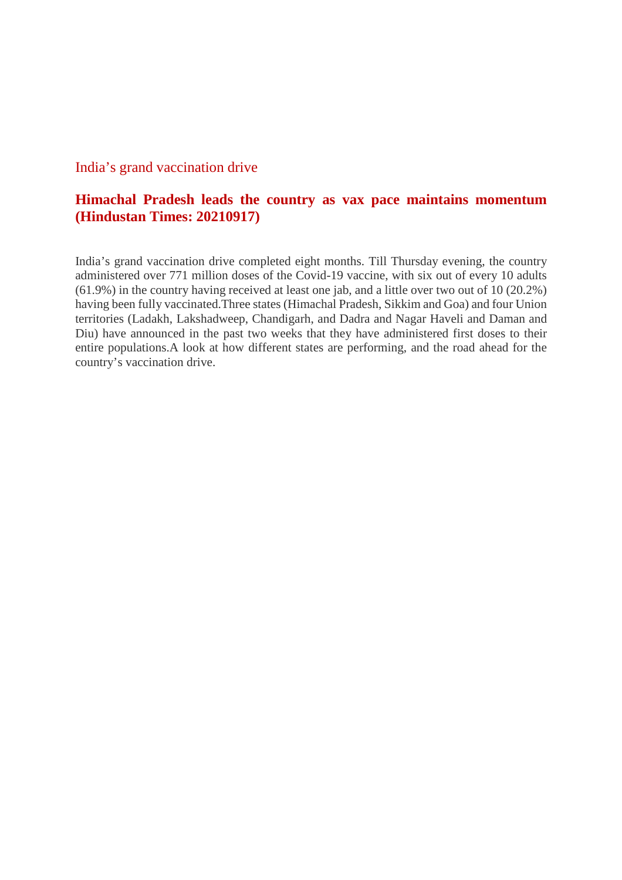India’s grand vaccination drive

## Himachal Pradesh leads the country as vax pace maintains momentum (Hindustan Times: 20210917)

India’s grand vaccination drive completed eight months. Till Thursday evening, the country administered over 771 million doses of the Covid-19 vaccine, with six out of every 10 adults (61.9%) in the country having received at least one jab, and a little over two out of 10 (20.2%) having been fully vaccinated.Three states (Himachal Pradesh, Sikkim and Goa) and four Union territories (Ladakh, Lakshadweep, Chandigarh, and Dadra and Nagar Haveli and Daman and Diu) have announced in the past two weeks that they have administered first doses to their entire populations.A look at how different states are performing, and the road ahead for the country’s vaccination drive.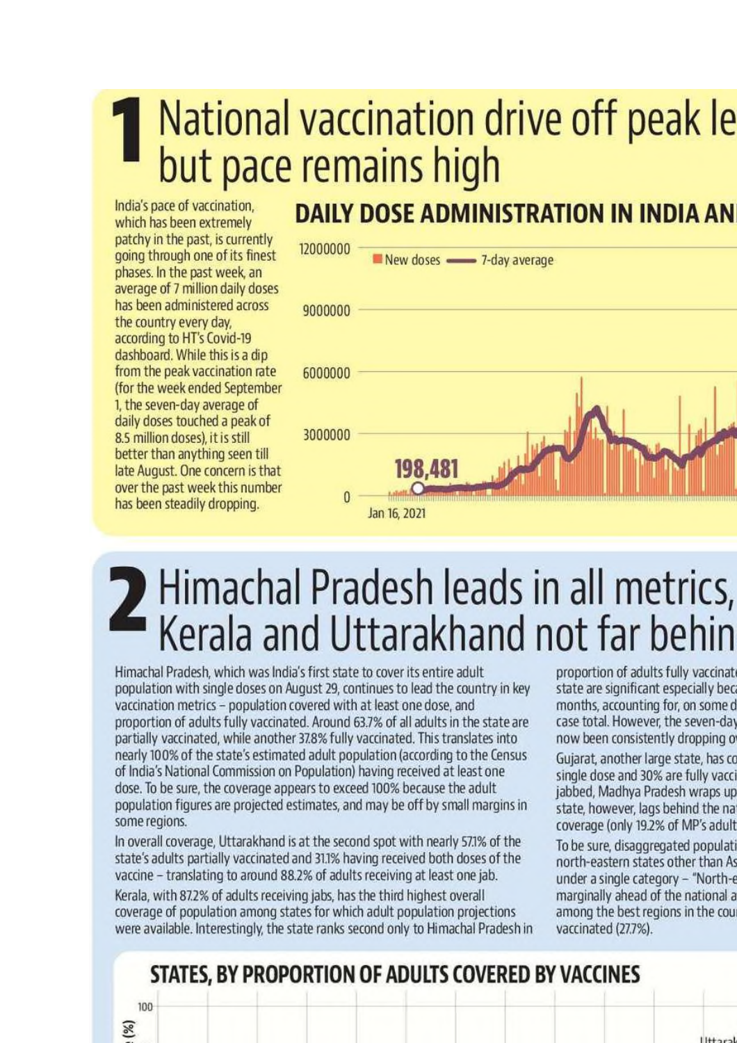# 1 National vaccination drive off peak le but pace remains high

India's pace of vaccination, which has been extremely patchy in the past, is currently going through one of its finest phases. In the past week, an average of 7 million daily doses has been administered across the country every day, according to HT's Covid-19 dashboard. While this is a dip from the peak vaccination rate (for the week ended September 1, the seven-day average of daily doses touched a peak of 8.5 million doses), it is still better than anything seen till late August. One concern is that over the past week this number has been steadily dropping.

## DAILY DOSE ADMINISTRATION IN INDIA AN

New doses — 7-day average

12000000

9000000

6000000

3000000

198,481

0

Jan 16, 2021

# 2 Himachal Pradesh leads in all metrics, Kerala and Uttarakhand not far behin

Himachal Pradesh, which was India's first state to cover its entire adult population with single doses on August 29, continues to lead the country in key vaccination metrics – population covered with at least one dose, and proportion of adults fully vaccinated. Around 63.7% of all adults in the state are partially vaccinated, while another 37.8% fully vaccinated. This translates into nearly 100% of the state's estimated adult population (according to the Census of India's National Commission on Population) having received at least one dose. To be sure, the coverage appears to exceed 100% because the adult population figures are projected estimates, and may be off by small margins in some regions.

In overall coverage, Uttarakhand is at the second spot with nearly 57.1% of the state's adults partially vaccinated and 31.1% having received both doses of the vaccine – translating to around 88.2% of adults receiving at least one jab.

Kerala, with 87.2% of adults receiving jabs, has the third highest overall coverage of population among states for which adult population projections were available. Interestingly, the state ranks second only to Himachal Pradesh in proportion of adults fully vaccinat state are significant especially bec months, accounting for, on some d case total. However, the seven-day now been consistently dropping o

Gujarat, another large state, has co single dose and 30% are fully vacci jabbed, Madhya Pradesh wraps up state, however, lags behind the na coverage (only 19.2% of MP's adult

To be sure, disaggregated populati north-eastern states other than As under a single category – "North-e marginally ahead of the national a among the best regions in the cou vaccinated (27.7%).

## STATES, BY PROPORTION OF ADULTS COVERED BY VACCINES

(%)

100

Uttarak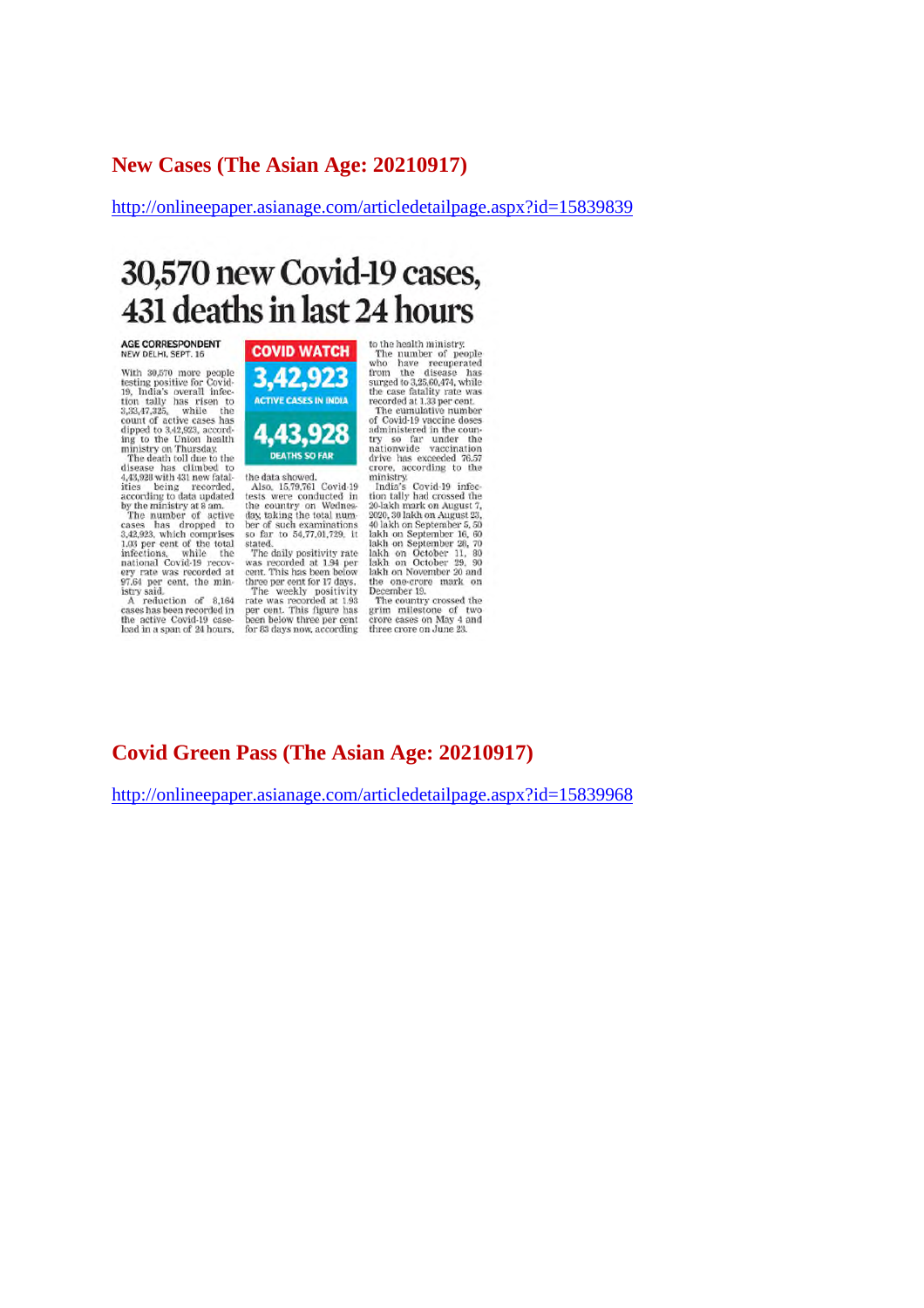## New Cases (The Asian Age: 20210917)

http://onlineepaper.asianage.com/articledetailpage.aspx?id=15839839

# 30,570 new Covid-19 cases, 431 deaths in last 24 hours

**AGE CORRESPONDENT**
NEW DELHI, SEPT. 16

**COVID WATCH**

**3,42,923** ACTIVE CASES IN INDIA

**4,43,928** DEATHS SO FAR

With 30,570 more people testing positive for Covid-19, India's overall infection tally has risen to 3,33,47,325, while the count of active cases has dipped to 3,42,923, according to the Union health ministry on Thursday.

The death toll due to the disease has climbed to 4,43,928 with 431 new fatalities being recorded, according to data updated by the ministry at 8 am.

The number of active cases has dropped to 3,42,923, which comprises 1.03 per cent of the total infections, while the national Covid-19 recovery rate was recorded at 97.64 per cent, the ministry said.

A reduction of 8,164 cases has been recorded in the active Covid-19 caseload in a span of 24 hours, the data showed.

Also, 15,79,761 Covid-19 tests were conducted in the country on Wednesday, taking the total number of such examinations so far to 54,77,01,729, it stated.

The daily positivity rate was recorded at 1.94 per cent. This has been below three per cent for 17 days.

The weekly positivity rate was recorded at 1.93 per cent. This figure has been below three per cent for 83 days now, according to the health ministry.

The number of people who have recuperated from the disease has surged to 3,25,60,474, while the case fatality rate was recorded at 1.33 per cent.

The cumulative number of Covid-19 vaccine doses administered in the country so far under the nationwide vaccination drive has exceeded 76.57 crore, according to the ministry.

India's Covid-19 infection tally had crossed the 20-lakh mark on August 7, 2020, 30 lakh on August 23, 40 lakh on September 5, 50 lakh on September 16, 60 lakh on September 28, 70 lakh on October 11, 80 lakh on October 29, 90 lakh on November 20 and the one-crore mark on December 19.

The country crossed the grim milestone of two crore cases on May 4 and three crore on June 23.

## Covid Green Pass (The Asian Age: 20210917)

http://onlineepaper.asianage.com/articledetailpage.aspx?id=15839968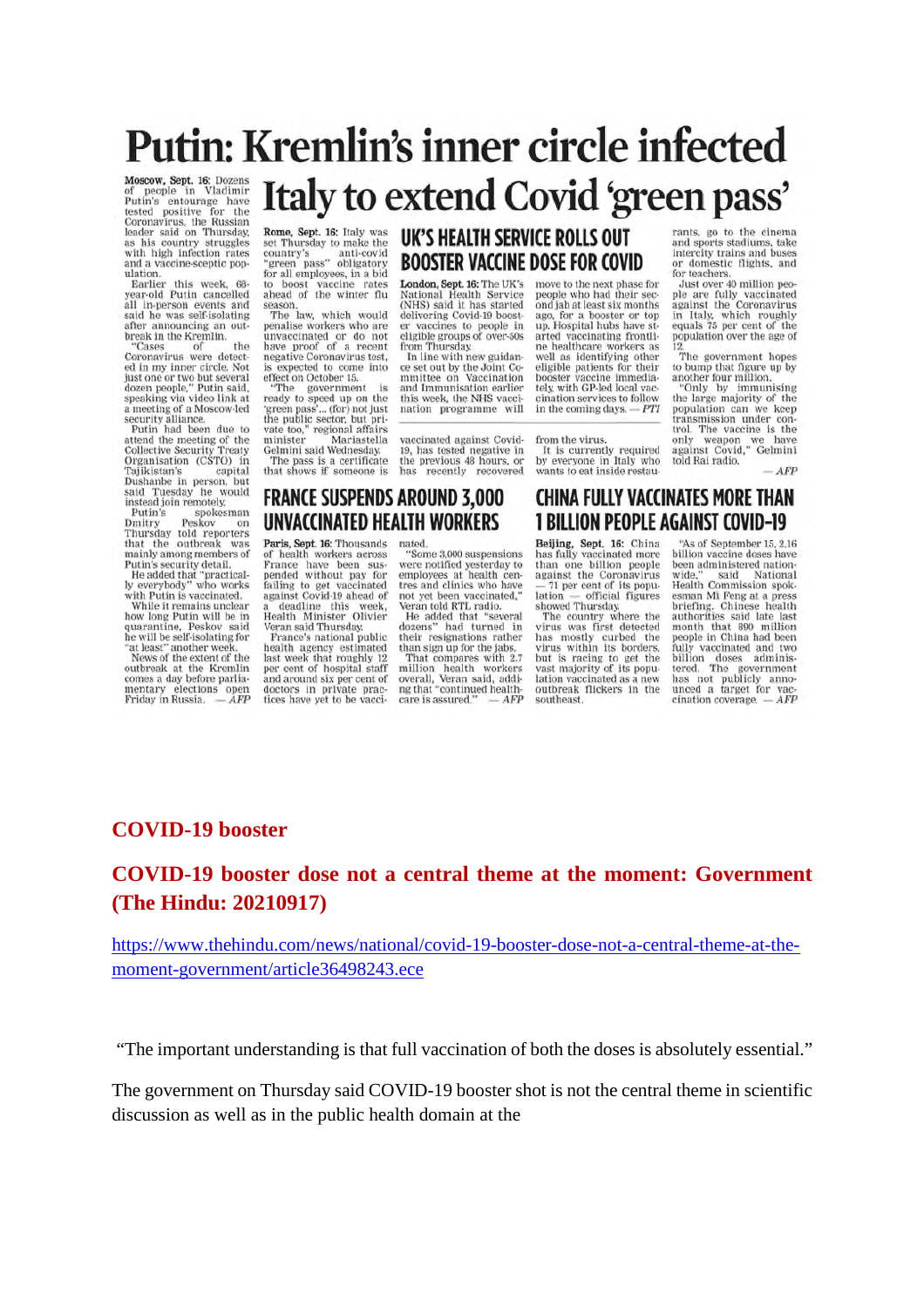# Putin: Kremlin's inner circle infected

**Moscow, Sept. 16:** Dozens of people in Vladimir Putin's entourage have tested positive for the Coronavirus, the Russian leader said on Thursday, as his country struggles with high infection rates and a vaccine-sceptic population.

Earlier this week, 68-year-old Putin cancelled all in-person events and said he was self-isolating after announcing an outbreak in the Kremlin.

"Cases of the Coronavirus were detected in my inner circle. Not just one or two but several dozen people," Putin said, speaking via video link at a meeting of a Moscow-led security alliance.

Putin had been due to attend the meeting of the Collective Security Treaty Organisation (CSTO) in Tajikistan's capital Dushanbe in person, but said Tuesday he would instead join remotely.

Putin's spokesman Dmitry Peskov on Thursday told reporters that the outbreak was mainly among members of Putin's security detail.

He added that "practically everybody" who works with Putin is vaccinated.

While it remains unclear how long Putin will be in quarantine, Peskov said he will be self-isolating for "at least" another week.

News of the extent of the outbreak at the Kremlin comes a day before parliamentary elections open Friday in Russia. — *AFP*

# Italy to extend Covid 'green pass'

**Rome, Sept. 16:** Italy was set Thursday to make the country's anti-covid "green pass" obligatory for all employees, in a bid to boost vaccine rates ahead of the winter flu season.

The law, which would penalise workers who are unvaccinated or do not have proof of a recent negative Coronavirus test, is expected to come into effect on October 15.

"The government is ready to speed up on the 'green pass'... (for) not just the public sector, but private too," regional affairs minister Mariastella Gelmini said Wednesday.

The pass is a certificate that shows if someone is vaccinated against Covid-19, has tested negative in the previous 48 hours, or has recently recovered from the virus.

It is currently required by everyone in Italy who wants to eat inside restaurants, go to the cinema and sports stadiums, take intercity trains and buses or domestic flights, and for teachers.

Just over 40 million people are fully vaccinated against the Coronavirus in Italy, which roughly equals 75 per cent of the population over the age of 12.

The government hopes to bump that figure up by another four million.

"Only by immunising the large majority of the population can we keep transmission under control. The vaccine is the only weapon we have against Covid," Gelmini told Rai radio. — *AFP*

## UK'S HEALTH SERVICE ROLLS OUT BOOSTER VACCINE DOSE FOR COVID

**London, Sept. 16:** The UK's National Health Service (NHS) said it has started delivering Covid-19 booster vaccines to people in eligible groups of over-50s from Thursday.

In line with new guidance set out by the Joint Committee on Vaccination and Immunisation earlier this week, the NHS vaccination programme will move to the next phase for people who had their second jab at least six months ago, for a booster or top up. Hospital hubs have started vaccinating frontline healthcare workers as well as identifying other eligible patients for their booster vaccine immediately, with GP-led local vaccination services to follow in the coming days. — *PTI*

## FRANCE SUSPENDS AROUND 3,000 UNVACCINATED HEALTH WORKERS

**Paris, Sept. 16:** Thousands of health workers across France have been suspended without pay for failing to get vaccinated against Covid-19 ahead of a deadline this week, Health Minister Olivier Veran said Thursday.

France's national public health agency estimated last week that roughly 12 per cent of hospital staff and around six per cent of doctors in private practices have yet to be vaccinated.

"Some 3,000 suspensions were notified yesterday to employees at health centres and clinics who have not yet been vaccinated," Veran told RTL radio.

He added that "several dozens" had turned in their resignations rather than sign up for the jabs.

That compares with 2.7 million health workers overall, Veran said, adding that "continued healthcare is assured." — *AFP*

## CHINA FULLY VACCINATES MORE THAN 1 BILLION PEOPLE AGAINST COVID-19

**Beijing, Sept. 16:** China has fully vaccinated more than one billion people against the Coronavirus — 71 per cent of its population — official figures showed Thursday.

The country where the virus was first detected has mostly curbed the virus within its borders, but is racing to get the vast majority of its population vaccinated as a new outbreak flickers in the southeast.

"As of September 15, 2.16 billion vaccine doses have been administered nationwide," said National Health Commission spokesman Mi Feng at a press briefing. Chinese health authorities said late last month that 890 million people in China had been fully vaccinated and two billion doses administered. The government has not publicly announced a target for vaccination coverage. — *AFP*

## COVID-19 booster

## COVID-19 booster dose not a central theme at the moment: Government (The Hindu: 20210917)

https://www.thehindu.com/news/national/covid-19-booster-dose-not-a-central-theme-at-the-moment-government/article36498243.ece

"The important understanding is that full vaccination of both the doses is absolutely essential."

The government on Thursday said COVID-19 booster shot is not the central theme in scientific discussion as well as in the public health domain at the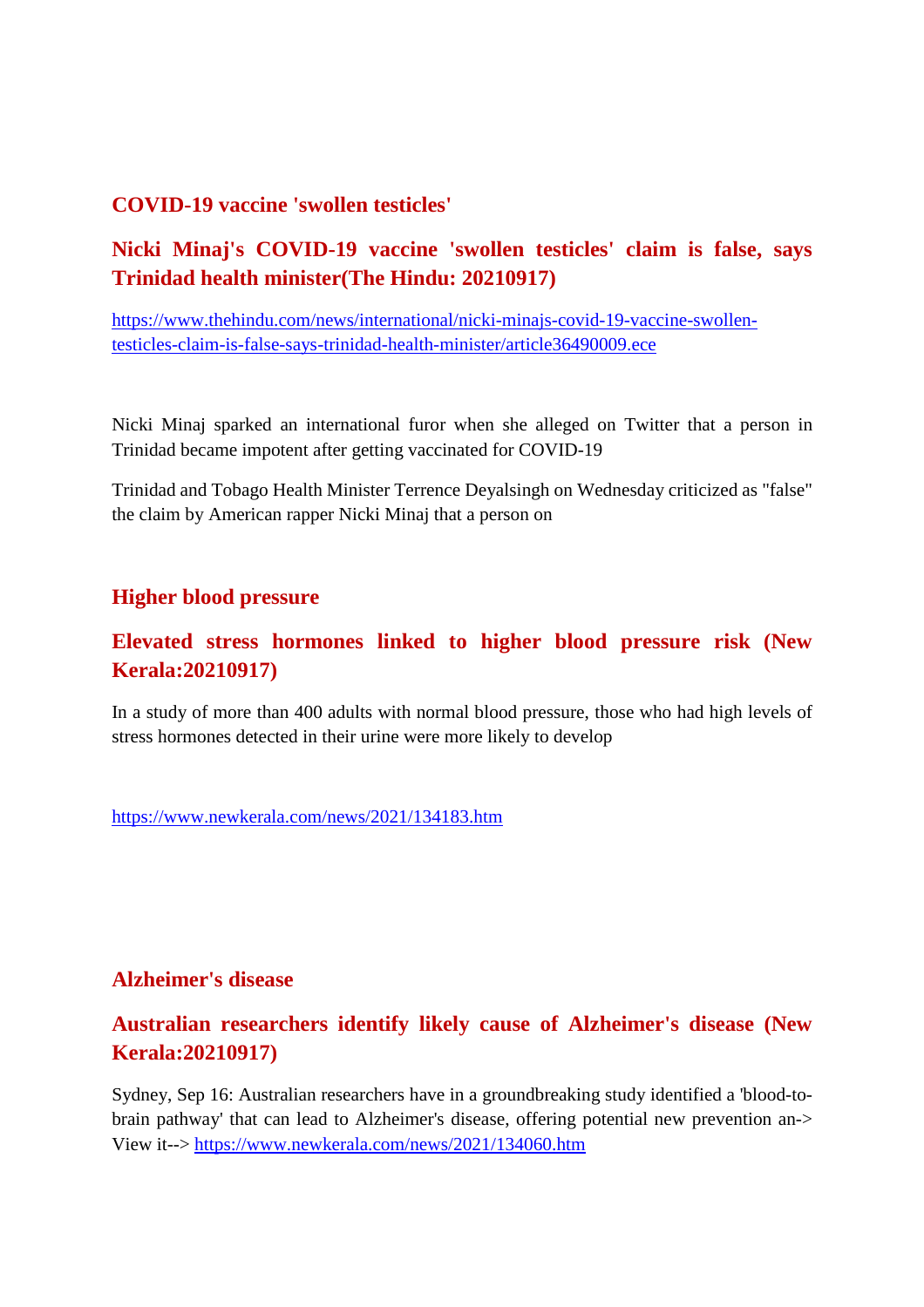## COVID-19 vaccine 'swollen testicles'

### Nicki Minaj's COVID-19 vaccine 'swollen testicles' claim is false, says Trinidad health minister(The Hindu: 20210917)

https://www.thehindu.com/news/international/nicki-minajs-covid-19-vaccine-swollen-testicles-claim-is-false-says-trinidad-health-minister/article36490009.ece

Nicki Minaj sparked an international furor when she alleged on Twitter that a person in Trinidad became impotent after getting vaccinated for COVID-19

Trinidad and Tobago Health Minister Terrence Deyalsingh on Wednesday criticized as "false" the claim by American rapper Nicki Minaj that a person on

## Higher blood pressure

### Elevated stress hormones linked to higher blood pressure risk (New Kerala:20210917)

In a study of more than 400 adults with normal blood pressure, those who had high levels of stress hormones detected in their urine were more likely to develop

https://www.newkerala.com/news/2021/134183.htm

## Alzheimer's disease

### Australian researchers identify likely cause of Alzheimer's disease (New Kerala:20210917)

Sydney, Sep 16: Australian researchers have in a groundbreaking study identified a 'blood-to-brain pathway' that can lead to Alzheimer's disease, offering potential new prevention an-> View it--> https://www.newkerala.com/news/2021/134060.htm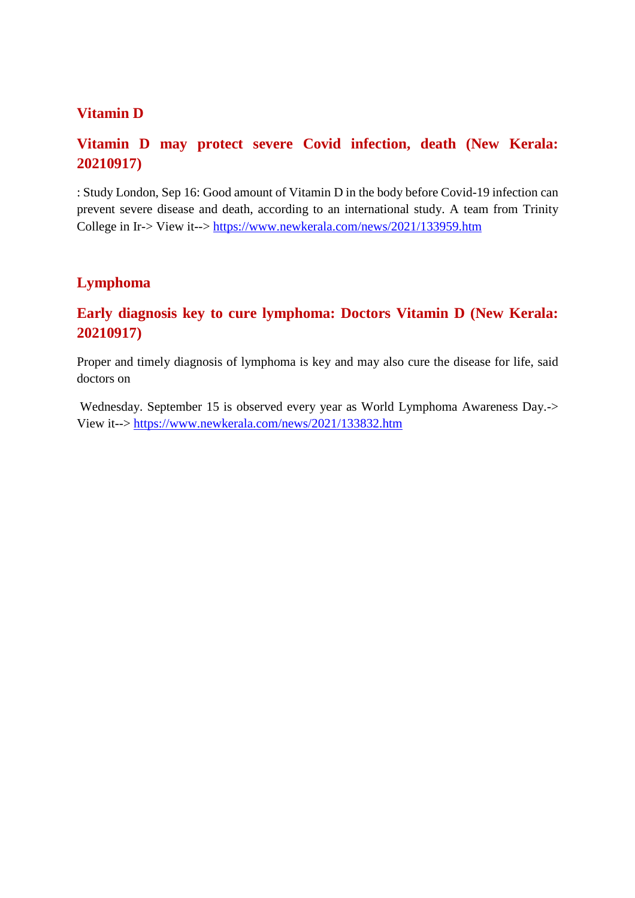## Vitamin D

### Vitamin D may protect severe Covid infection, death (New Kerala: 20210917)

: Study London, Sep 16: Good amount of Vitamin D in the body before Covid-19 infection can prevent severe disease and death, according to an international study. A team from Trinity College in Ir-> View it--> https://www.newkerala.com/news/2021/133959.htm

## Lymphoma

### Early diagnosis key to cure lymphoma: Doctors Vitamin D (New Kerala: 20210917)

Proper and timely diagnosis of lymphoma is key and may also cure the disease for life, said doctors on

Wednesday. September 15 is observed every year as World Lymphoma Awareness Day.-> View it--> https://www.newkerala.com/news/2021/133832.htm